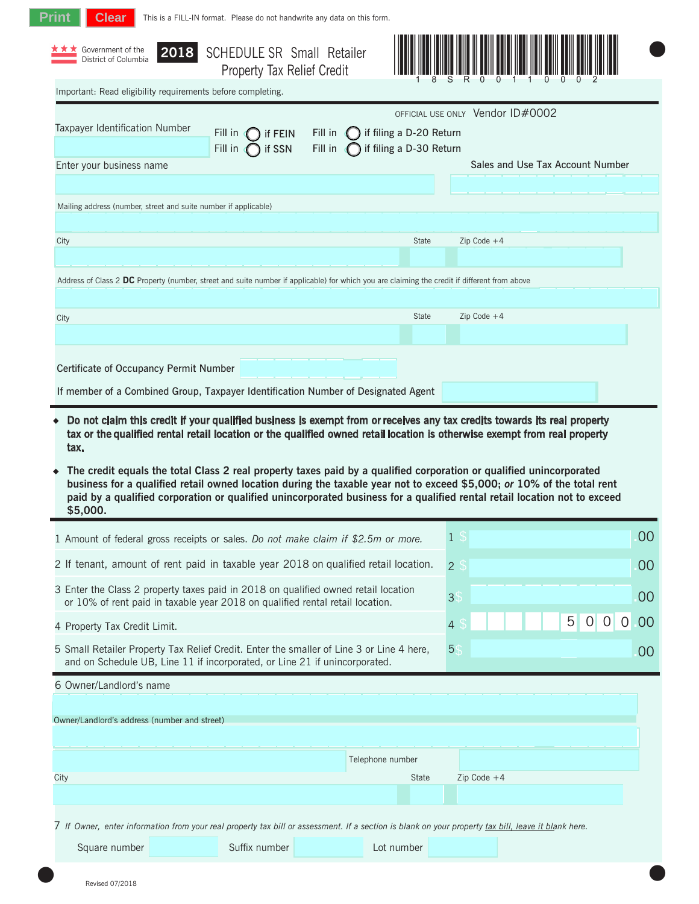Print Clear This is a FILL-IN format. Please do not handwrite any data on this form.

Government of the District of Columbia

# 2018 SCHEDULE SR Small Retailer Property Tax Relief Credit

18SR001100002

Important: Read eligibility requirements before completing.

OFFICIAL USE ONLY Vendor ID#0002

Taxpayer Identification Number

Fill in ◯ if FEIN  Fill in ◯ if filing a D-20 Return

Fill in ◯ if SSN  Fill in ◯ if filing a D-30 Return

Enter your business name

Sales and Use Tax Account Number

Mailing address (number, street and suite number if applicable)

City  State  Zip Code +4

Address of Class 2 **DC** Property (number, street and suite number if applicable) for which you are claiming the credit if different from above

City  State  Zip Code +4

Certificate of Occupancy Permit Number

If member of a Combined Group, Taxpayer Identification Number of Designated Agent

- **Do not claim this credit if your qualified business is exempt from or receives any tax credits towards its real property tax or the qualified rental retail location or the qualified owned retail location is otherwise exempt from real property tax.**
- **The credit equals the total Class 2 real property taxes paid by a qualified corporation or qualified unincorporated business for a qualified retail owned location during the taxable year not to exceed $5,000; *or* 10% of the total rent paid by a qualified corporation or qualified unincorporated business for a qualified rental retail location not to exceed $5,000.**

| Line | Description | Amount |
|---|---|---|
| 1 | Amount of federal gross receipts or sales. *Do not make claim if $2.5m or more.* | 1 $ .00 |
| 2 | If tenant, amount of rent paid in taxable year 2018 on qualified retail location. | 2 $ .00 |
| 3 | Enter the Class 2 property taxes paid in 2018 on qualified owned retail location or 10% of rent paid in taxable year 2018 on qualified rental retail location. | 3 $ .00 |
| 4 | Property Tax Credit Limit. | 4 $ 5000.00 |
| 5 | Small Retailer Property Tax Relief Credit. Enter the smaller of Line 3 or Line 4 here, and on Schedule UB, Line 11 if incorporated, or Line 21 if unincorporated. | 5 $ .00 |

6 Owner/Landlord's name

Owner/Landlord's address (number and street)

Telephone number

City  State  Zip Code +4

7 *If Owner, enter information from your real property tax bill or assessment. If a section is blank on your property tax bill, leave it blank here.*

Square number  Suffix number  Lot number

Revised 07/2018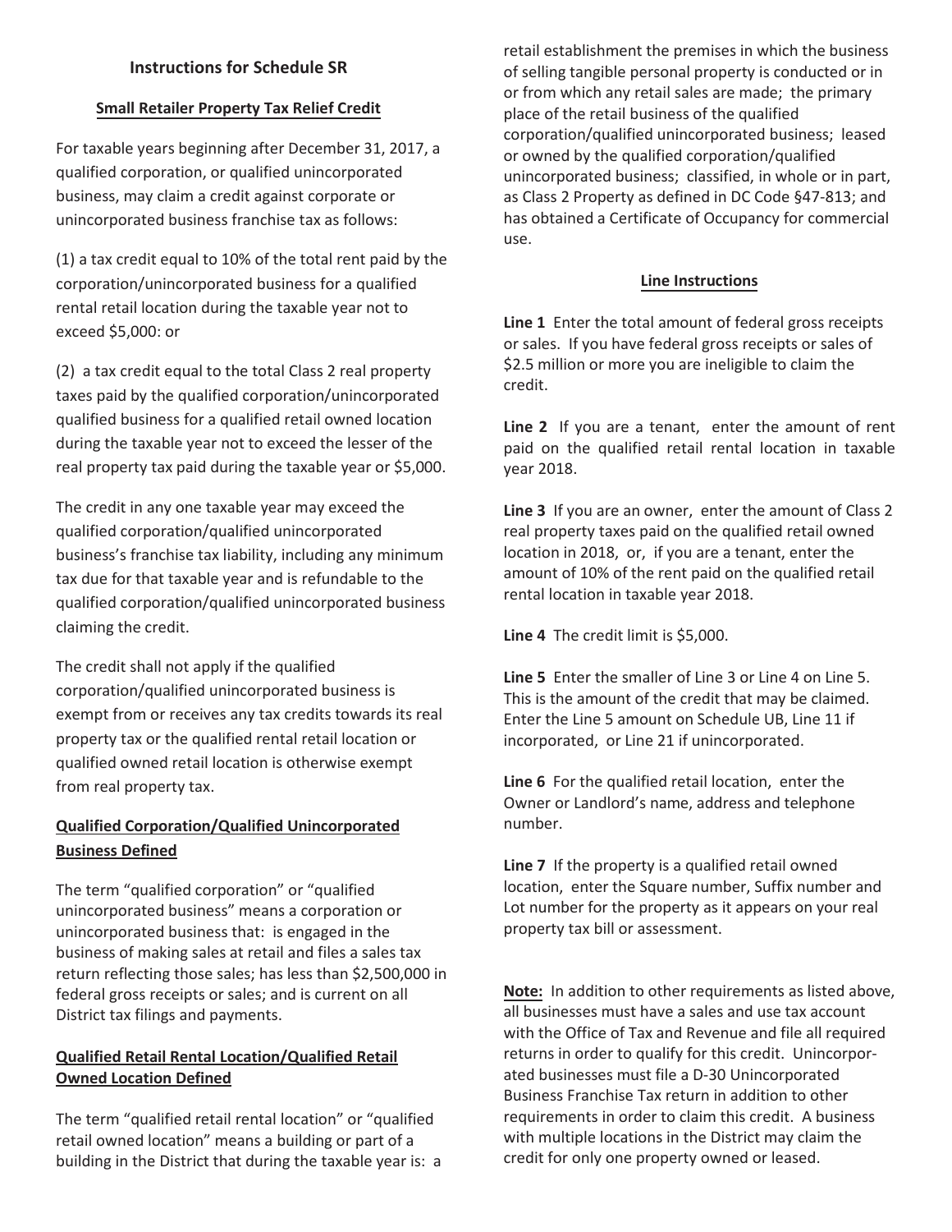# Instructions for Schedule SR

## Small Retailer Property Tax Relief Credit

For taxable years beginning after December 31, 2017, a qualified corporation, or qualified unincorporated business, may claim a credit against corporate or unincorporated business franchise tax as follows:

(1) a tax credit equal to 10% of the total rent paid by the corporation/unincorporated business for a qualified rental retail location during the taxable year not to exceed $5,000: or

(2) a tax credit equal to the total Class 2 real property taxes paid by the qualified corporation/unincorporated qualified business for a qualified retail owned location during the taxable year not to exceed the lesser of the real property tax paid during the taxable year or $5,000.

The credit in any one taxable year may exceed the qualified corporation/qualified unincorporated business's franchise tax liability, including any minimum tax due for that taxable year and is refundable to the qualified corporation/qualified unincorporated business claiming the credit.

The credit shall not apply if the qualified corporation/qualified unincorporated business is exempt from or receives any tax credits towards its real property tax or the qualified rental retail location or qualified owned retail location is otherwise exempt from real property tax.

## Qualified Corporation/Qualified Unincorporated Business Defined

The term "qualified corporation" or "qualified unincorporated business" means a corporation or unincorporated business that: is engaged in the business of making sales at retail and files a sales tax return reflecting those sales; has less than $2,500,000 in federal gross receipts or sales; and is current on all District tax filings and payments.

## Qualified Retail Rental Location/Qualified Retail Owned Location Defined

The term "qualified retail rental location" or "qualified retail owned location" means a building or part of a building in the District that during the taxable year is: a retail establishment the premises in which the business of selling tangible personal property is conducted or in or from which any retail sales are made; the primary place of the retail business of the qualified corporation/qualified unincorporated business; leased or owned by the qualified corporation/qualified unincorporated business; classified, in whole or in part, as Class 2 Property as defined in DC Code §47-813; and has obtained a Certificate of Occupancy for commercial use.

## Line Instructions

**Line 1** Enter the total amount of federal gross receipts or sales. If you have federal gross receipts or sales of $2.5 million or more you are ineligible to claim the credit.

**Line 2** If you are a tenant, enter the amount of rent paid on the qualified retail rental location in taxable year 2018.

**Line 3** If you are an owner, enter the amount of Class 2 real property taxes paid on the qualified retail owned location in 2018, or, if you are a tenant, enter the amount of 10% of the rent paid on the qualified retail rental location in taxable year 2018.

**Line 4** The credit limit is $5,000.

**Line 5** Enter the smaller of Line 3 or Line 4 on Line 5. This is the amount of the credit that may be claimed. Enter the Line 5 amount on Schedule UB, Line 11 if incorporated, or Line 21 if unincorporated.

**Line 6** For the qualified retail location, enter the Owner or Landlord's name, address and telephone number.

**Line 7** If the property is a qualified retail owned location, enter the Square number, Suffix number and Lot number for the property as it appears on your real property tax bill or assessment.

**Note:** In addition to other requirements as listed above, all businesses must have a sales and use tax account with the Office of Tax and Revenue and file all required returns in order to qualify for this credit. Unincorporated businesses must file a D-30 Unincorporated Business Franchise Tax return in addition to other requirements in order to claim this credit. A business with multiple locations in the District may claim the credit for only one property owned or leased.